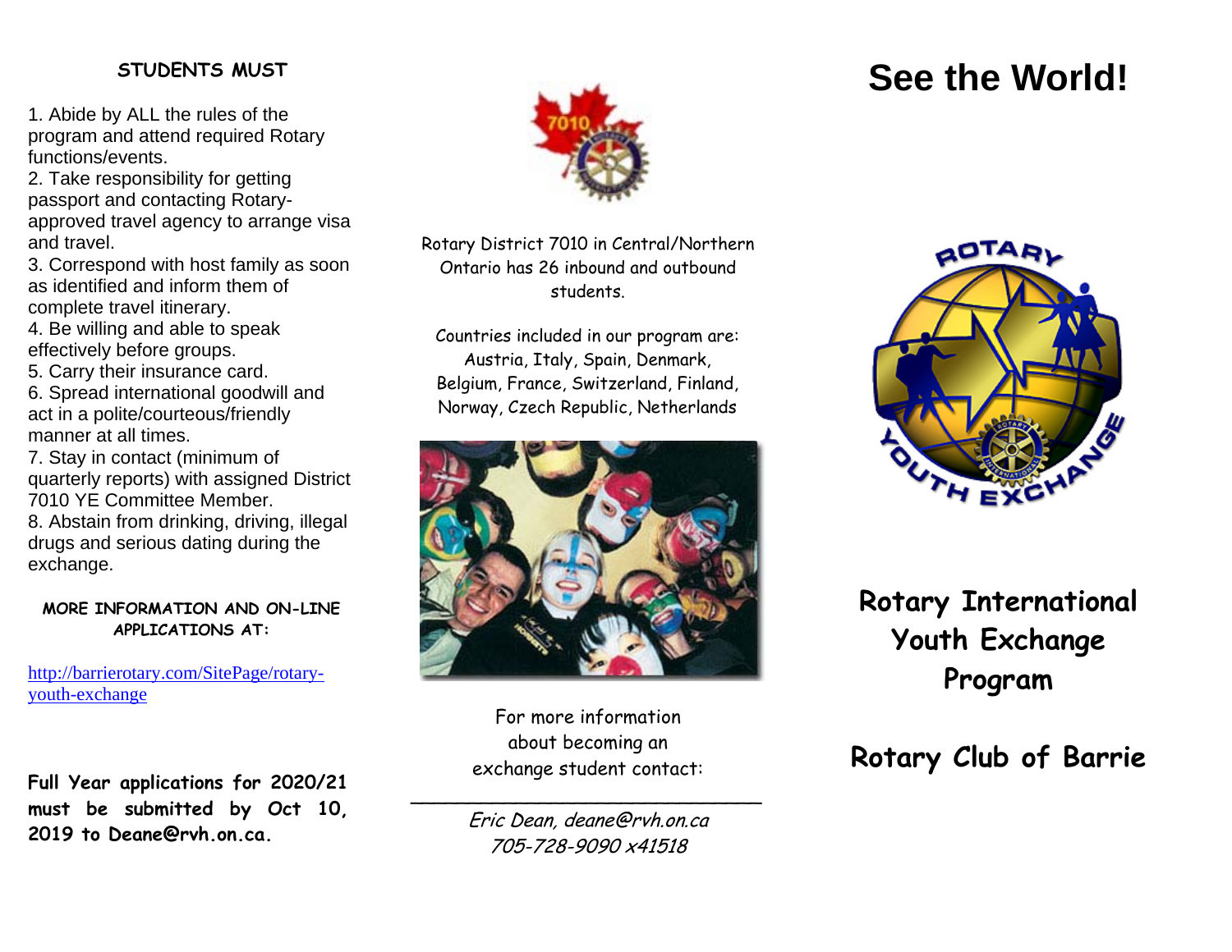## STUDENTS MUST

1. Abide by ALL the rules of the program and attend required Rotary functions/events.
2. Take responsibility for getting passport and contacting Rotary-approved travel agency to arrange visa and travel.
3. Correspond with host family as soon as identified and inform them of complete travel itinerary.
4. Be willing and able to speak effectively before groups.
5. Carry their insurance card.
6. Spread international goodwill and act in a polite/courteous/friendly manner at all times.
7. Stay in contact (minimum of quarterly reports) with assigned District 7010 YE Committee Member.
8. Abstain from drinking, driving, illegal drugs and serious dating during the exchange.

**MORE INFORMATION AND ON-LINE APPLICATIONS AT:**

[http://barrierotary.com/SitePage/rotary-youth-exchange](http://barrierotary.com/SitePage/rotary-youth-exchange)

**Full Year applications for 2020/21 must be submitted by Oct 10, 2019 to Deane@rvh.on.ca.**

Rotary District 7010 in Central/Northern Ontario has 26 inbound and outbound students.

Countries included in our program are: Austria, Italy, Spain, Denmark, Belgium, France, Switzerland, Finland, Norway, Czech Republic, Netherlands

For more information about becoming an exchange student contact:

---

*Eric Dean, deane@rvh.on.ca*
*705-728-9090 x41518*

# See the World!

## Rotary International Youth Exchange Program

## Rotary Club of Barrie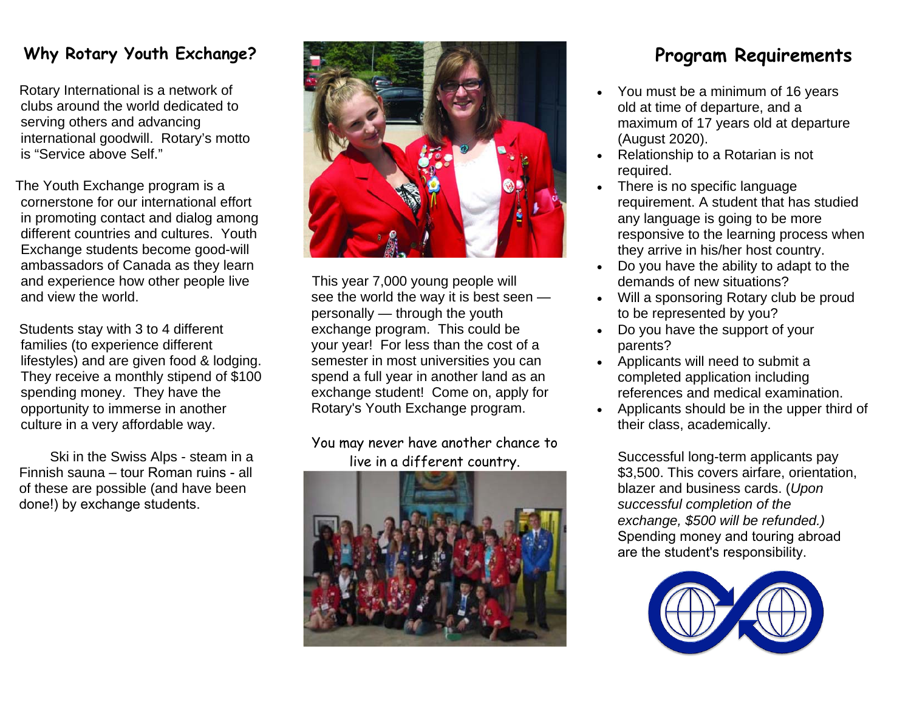## Why Rotary Youth Exchange?

Rotary International is a network of clubs around the world dedicated to serving others and advancing international goodwill. Rotary's motto is "Service above Self."

The Youth Exchange program is a cornerstone for our international effort in promoting contact and dialog among different countries and cultures. Youth Exchange students become good-will ambassadors of Canada as they learn and experience how other people live and view the world.

Students stay with 3 to 4 different families (to experience different lifestyles) and are given food & lodging. They receive a monthly stipend of $100 spending money. They have the opportunity to immerse in another culture in a very affordable way.

Ski in the Swiss Alps - steam in a Finnish sauna – tour Roman ruins - all of these are possible (and have been done!) by exchange students.

This year 7,000 young people will see the world the way it is best seen — personally — through the youth exchange program. This could be your year! For less than the cost of a semester in most universities you can spend a full year in another land as an exchange student! Come on, apply for Rotary's Youth Exchange program.

You may never have another chance to live in a different country.

## Program Requirements

- You must be a minimum of 16 years old at time of departure, and a maximum of 17 years old at departure (August 2020).
- Relationship to a Rotarian is not required.
- There is no specific language requirement. A student that has studied any language is going to be more responsive to the learning process when they arrive in his/her host country.
- Do you have the ability to adapt to the demands of new situations?
- Will a sponsoring Rotary club be proud to be represented by you?
- Do you have the support of your parents?
- Applicants will need to submit a completed application including references and medical examination.
- Applicants should be in the upper third of their class, academically.

Successful long-term applicants pay $3,500. This covers airfare, orientation, blazer and business cards. (*Upon successful completion of the exchange, $500 will be refunded.)* Spending money and touring abroad are the student's responsibility.